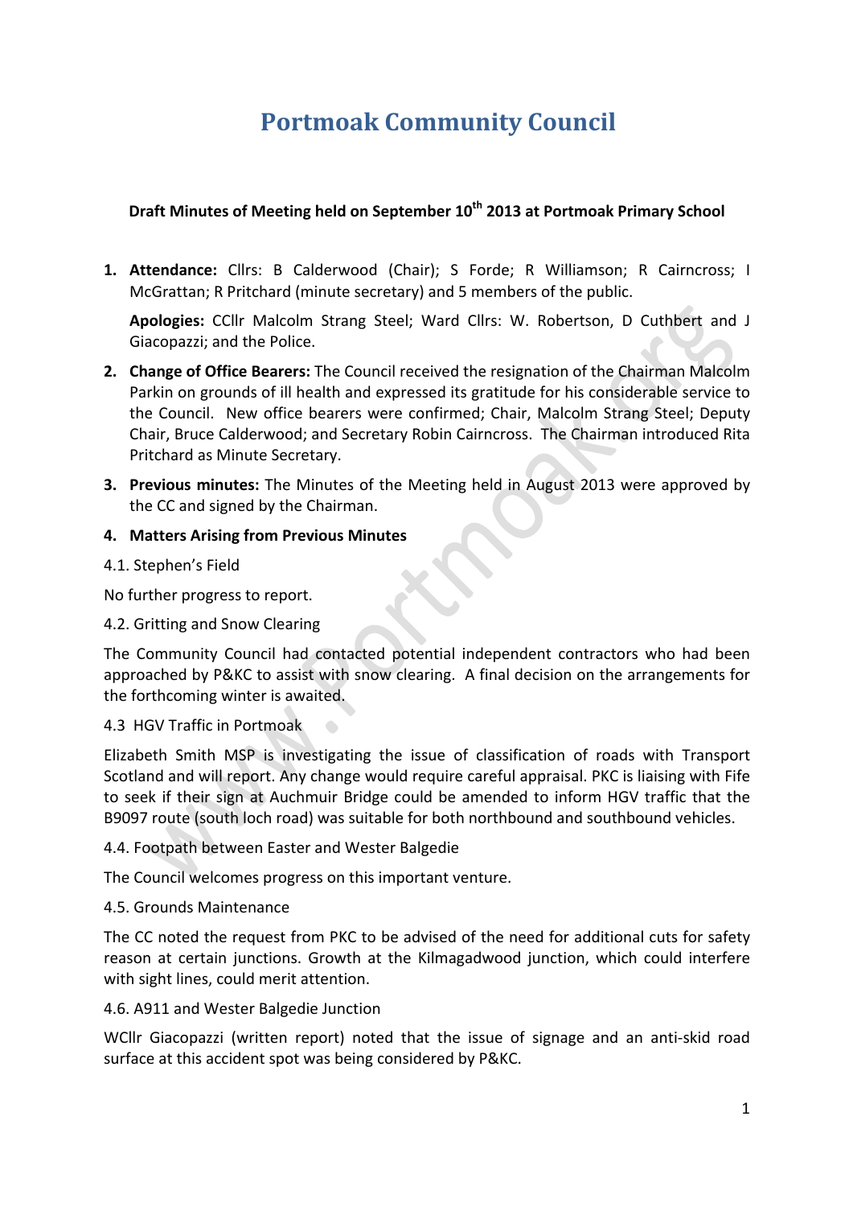# Portmoak Community Council

**Draft Minutes of Meeting held on September 10th 2013 at Portmoak Primary School**

1. **Attendance:** Cllrs: B Calderwood (Chair); S Forde; R Williamson; R Cairncross; I McGrattan; R Pritchard (minute secretary) and 5 members of the public.

   **Apologies:** CCllr Malcolm Strang Steel; Ward Cllrs: W. Robertson, D Cuthbert and J Giacopazzi; and the Police.

2. **Change of Office Bearers:** The Council received the resignation of the Chairman Malcolm Parkin on grounds of ill health and expressed its gratitude for his considerable service to the Council. New office bearers were confirmed; Chair, Malcolm Strang Steel; Deputy Chair, Bruce Calderwood; and Secretary Robin Cairncross. The Chairman introduced Rita Pritchard as Minute Secretary.

3. **Previous minutes:** The Minutes of the Meeting held in August 2013 were approved by the CC and signed by the Chairman.

4. **Matters Arising from Previous Minutes**

4.1. Stephen's Field

No further progress to report.

4.2. Gritting and Snow Clearing

The Community Council had contacted potential independent contractors who had been approached by P&KC to assist with snow clearing. A final decision on the arrangements for the forthcoming winter is awaited.

4.3 HGV Traffic in Portmoak

Elizabeth Smith MSP is investigating the issue of classification of roads with Transport Scotland and will report. Any change would require careful appraisal. PKC is liaising with Fife to seek if their sign at Auchmuir Bridge could be amended to inform HGV traffic that the B9097 route (south loch road) was suitable for both northbound and southbound vehicles.

4.4. Footpath between Easter and Wester Balgedie

The Council welcomes progress on this important venture.

4.5. Grounds Maintenance

The CC noted the request from PKC to be advised of the need for additional cuts for safety reason at certain junctions. Growth at the Kilmagadwood junction, which could interfere with sight lines, could merit attention.

4.6. A911 and Wester Balgedie Junction

WCllr Giacopazzi (written report) noted that the issue of signage and an anti-skid road surface at this accident spot was being considered by P&KC.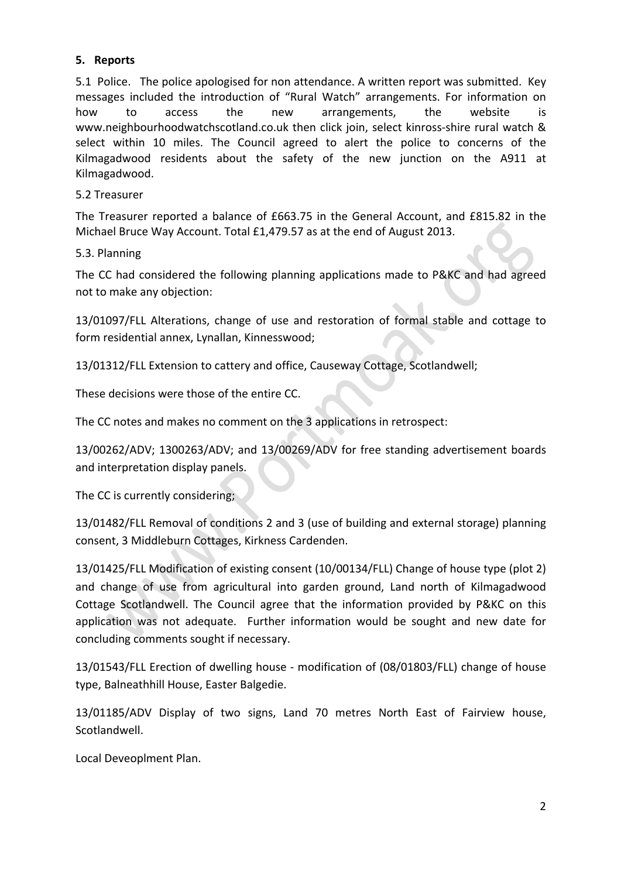## 5. Reports

5.1 Police. The police apologised for non attendance. A written report was submitted. Key messages included the introduction of "Rural Watch" arrangements. For information on how to access the new arrangements, the website is www.neighbourhoodwatchscotland.co.uk then click join, select kinross-shire rural watch & select within 10 miles. The Council agreed to alert the police to concerns of the Kilmagadwood residents about the safety of the new junction on the A911 at Kilmagadwood.

5.2 Treasurer

The Treasurer reported a balance of £663.75 in the General Account, and £815.82 in the Michael Bruce Way Account. Total £1,479.57 as at the end of August 2013.

5.3. Planning

The CC had considered the following planning applications made to P&KC and had agreed not to make any objection:

13/01097/FLL Alterations, change of use and restoration of formal stable and cottage to form residential annex, Lynallan, Kinnesswood;

13/01312/FLL Extension to cattery and office, Causeway Cottage, Scotlandwell;

These decisions were those of the entire CC.

The CC notes and makes no comment on the 3 applications in retrospect:

13/00262/ADV; 1300263/ADV; and 13/00269/ADV for free standing advertisement boards and interpretation display panels.

The CC is currently considering;

13/01482/FLL Removal of conditions 2 and 3 (use of building and external storage) planning consent, 3 Middleburn Cottages, Kirkness Cardenden.

13/01425/FLL Modification of existing consent (10/00134/FLL) Change of house type (plot 2) and change of use from agricultural into garden ground, Land north of Kilmagadwood Cottage Scotlandwell. The Council agree that the information provided by P&KC on this application was not adequate. Further information would be sought and new date for concluding comments sought if necessary.

13/01543/FLL Erection of dwelling house - modification of (08/01803/FLL) change of house type, Balneathhill House, Easter Balgedie.

13/01185/ADV Display of two signs, Land 70 metres North East of Fairview house, Scotlandwell.

Local Deveoplment Plan.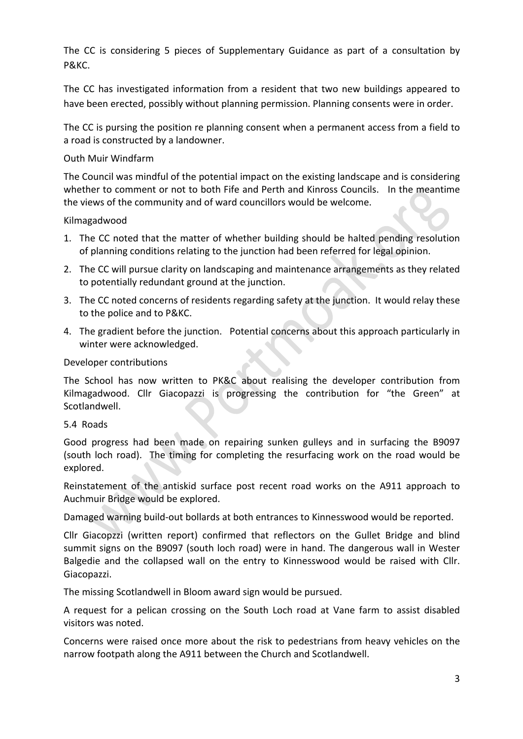The CC is considering 5 pieces of Supplementary Guidance as part of a consultation by P&KC.

The CC has investigated information from a resident that two new buildings appeared to have been erected, possibly without planning permission. Planning consents were in order.

The CC is pursing the position re planning consent when a permanent access from a field to a road is constructed by a landowner.

Outh Muir Windfarm

The Council was mindful of the potential impact on the existing landscape and is considering whether to comment or not to both Fife and Perth and Kinross Councils. In the meantime the views of the community and of ward councillors would be welcome.

Kilmagadwood

1. The CC noted that the matter of whether building should be halted pending resolution of planning conditions relating to the junction had been referred for legal opinion.
2. The CC will pursue clarity on landscaping and maintenance arrangements as they related to potentially redundant ground at the junction.
3. The CC noted concerns of residents regarding safety at the junction. It would relay these to the police and to P&KC.
4. The gradient before the junction. Potential concerns about this approach particularly in winter were acknowledged.

Developer contributions

The School has now written to PK&C about realising the developer contribution from Kilmagadwood. Cllr Giacopazzi is progressing the contribution for "the Green" at Scotlandwell.

5.4 Roads

Good progress had been made on repairing sunken gulleys and in surfacing the B9097 (south loch road). The timing for completing the resurfacing work on the road would be explored.

Reinstatement of the antiskid surface post recent road works on the A911 approach to Auchmuir Bridge would be explored.

Damaged warning build-out bollards at both entrances to Kinnesswood would be reported.

Cllr Giacopzzi (written report) confirmed that reflectors on the Gullet Bridge and blind summit signs on the B9097 (south loch road) were in hand. The dangerous wall in Wester Balgedie and the collapsed wall on the entry to Kinnesswood would be raised with Cllr. Giacopazzi.

The missing Scotlandwell in Bloom award sign would be pursued.

A request for a pelican crossing on the South Loch road at Vane farm to assist disabled visitors was noted.

Concerns were raised once more about the risk to pedestrians from heavy vehicles on the narrow footpath along the A911 between the Church and Scotlandwell.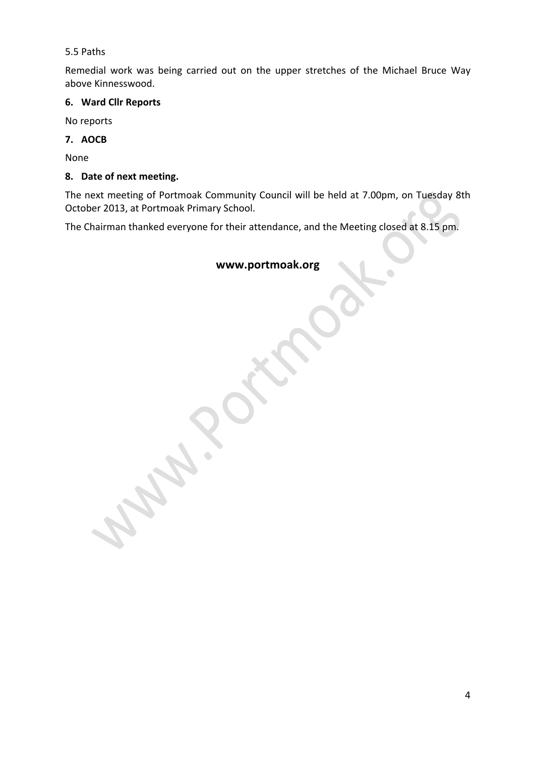5.5 Paths

Remedial work was being carried out on the upper stretches of the Michael Bruce Way above Kinnesswood.

**6. Ward Cllr Reports**

No reports

**7. AOCB**

None

**8. Date of next meeting.**

The next meeting of Portmoak Community Council will be held at 7.00pm, on Tuesday 8th October 2013, at Portmoak Primary School.

The Chairman thanked everyone for their attendance, and the Meeting closed at 8.15 pm.

**www.portmoak.org**